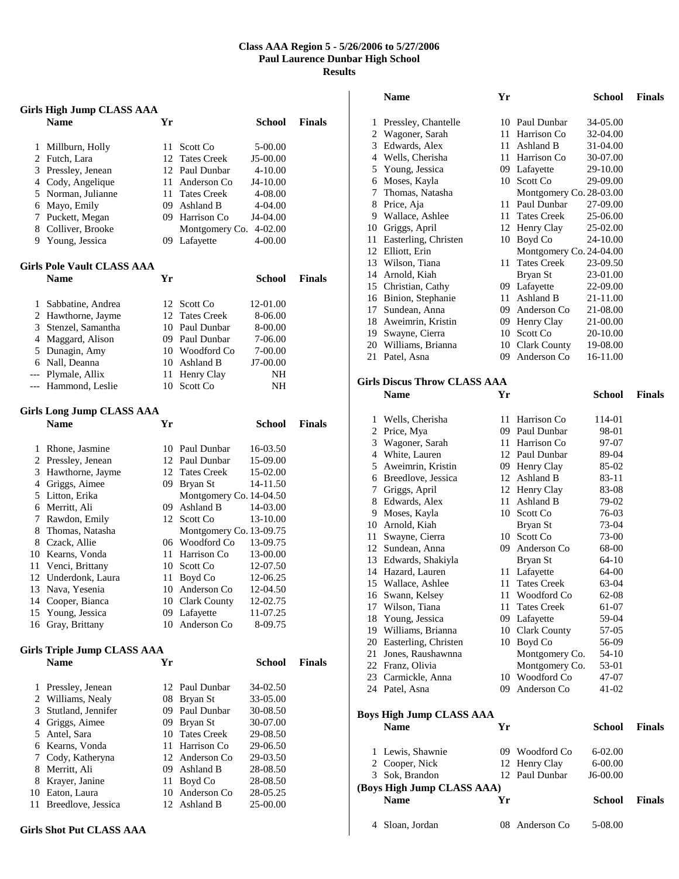# Class AAA Region 5 - 5/26/2006 to 5/27/2006
## Paul Laurence Dunbar High School
## Results

### Girls High Jump CLASS AAA

| | Name | Yr | School | Finals |
|---|---|---|---|---|
| 1 | Millburn, Holly | 11 | Scott Co | 5-00.00 |
| 2 | Futch, Lara | 12 | Tates Creek | J5-00.00 |
| 3 | Pressley, Jenean | 12 | Paul Dunbar | 4-10.00 |
| 4 | Cody, Angelique | 11 | Anderson Co | J4-10.00 |
| 5 | Norman, Julianne | 11 | Tates Creek | 4-08.00 |
| 6 | Mayo, Emily | 09 | Ashland B | 4-04.00 |
| 7 | Puckett, Megan | 09 | Harrison Co | J4-04.00 |
| 8 | Colliver, Brooke | | Montgomery Co. | 4-02.00 |
| 9 | Young, Jessica | 09 | Lafayette | 4-00.00 |

### Girls Pole Vault CLASS AAA

| | Name | Yr | School | Finals |
|---|---|---|---|---|
| 1 | Sabbatine, Andrea | 12 | Scott Co | 12-01.00 |
| 2 | Hawthorne, Jayme | 12 | Tates Creek | 8-06.00 |
| 3 | Stenzel, Samantha | 10 | Paul Dunbar | 8-00.00 |
| 4 | Maggard, Alison | 09 | Paul Dunbar | 7-06.00 |
| 5 | Dunagin, Amy | 10 | Woodford Co | 7-00.00 |
| 6 | Nall, Deanna | 10 | Ashland B | J7-00.00 |
| --- | Plymale, Allix | 11 | Henry Clay | NH |
| --- | Hammond, Leslie | 10 | Scott Co | NH |

### Girls Long Jump CLASS AAA

| | Name | Yr | School | Finals |
|---|---|---|---|---|
| 1 | Rhone, Jasmine | 10 | Paul Dunbar | 16-03.50 |
| 2 | Pressley, Jenean | 12 | Paul Dunbar | 15-09.00 |
| 3 | Hawthorne, Jayme | 12 | Tates Creek | 15-02.00 |
| 4 | Griggs, Aimee | 09 | Bryan St | 14-11.50 |
| 5 | Litton, Erika | | Montgomery Co. | 14-04.50 |
| 6 | Merritt, Ali | 09 | Ashland B | 14-03.00 |
| 7 | Rawdon, Emily | 12 | Scott Co | 13-10.00 |
| 8 | Thomas, Natasha | | Montgomery Co. | 13-09.75 |
| 8 | Czack, Allie | 06 | Woodford Co | 13-09.75 |
| 10 | Kearns, Vonda | 11 | Harrison Co | 13-00.00 |
| 11 | Venci, Brittany | 10 | Scott Co | 12-07.50 |
| 12 | Underdonk, Laura | 11 | Boyd Co | 12-06.25 |
| 13 | Nava, Yesenia | 10 | Anderson Co | 12-04.50 |
| 14 | Cooper, Bianca | 10 | Clark County | 12-02.75 |
| 15 | Young, Jessica | 09 | Lafayette | 11-07.25 |
| 16 | Gray, Brittany | 10 | Anderson Co | 8-09.75 |

### Girls Triple Jump CLASS AAA

| | Name | Yr | School | Finals |
|---|---|---|---|---|
| 1 | Pressley, Jenean | 12 | Paul Dunbar | 34-02.50 |
| 2 | Williams, Nealy | 08 | Bryan St | 33-05.00 |
| 3 | Stutland, Jennifer | 09 | Paul Dunbar | 30-08.50 |
| 4 | Griggs, Aimee | 09 | Bryan St | 30-07.00 |
| 5 | Antel, Sara | 10 | Tates Creek | 29-08.50 |
| 6 | Kearns, Vonda | 11 | Harrison Co | 29-06.50 |
| 7 | Cody, Katheryna | 12 | Anderson Co | 29-03.50 |
| 8 | Merritt, Ali | 09 | Ashland B | 28-08.50 |
| 8 | Krayer, Janine | 11 | Boyd Co | 28-08.50 |
| 10 | Eaton, Laura | 10 | Anderson Co | 28-05.25 |
| 11 | Breedlove, Jessica | 12 | Ashland B | 25-00.00 |

### Girls Shot Put CLASS AAA

| | Name | Yr | School | Finals |
|---|---|---|---|---|
| 1 | Pressley, Chantelle | 10 | Paul Dunbar | 34-05.00 |
| 2 | Wagoner, Sarah | 11 | Harrison Co | 32-04.00 |
| 3 | Edwards, Alex | 11 | Ashland B | 31-04.00 |
| 4 | Wells, Cherisha | 11 | Harrison Co | 30-07.00 |
| 5 | Young, Jessica | 09 | Lafayette | 29-10.00 |
| 6 | Moses, Kayla | 10 | Scott Co | 29-09.00 |
| 7 | Thomas, Natasha | | Montgomery Co. | 28-03.00 |
| 8 | Price, Aja | 11 | Paul Dunbar | 27-09.00 |
| 9 | Wallace, Ashlee | 11 | Tates Creek | 25-06.00 |
| 10 | Griggs, April | 12 | Henry Clay | 25-02.00 |
| 11 | Easterling, Christen | 10 | Boyd Co | 24-10.00 |
| 12 | Elliott, Erin | | Montgomery Co. | 24-04.00 |
| 13 | Wilson, Tiana | 11 | Tates Creek | 23-09.50 |
| 14 | Arnold, Kiah | | Bryan St | 23-01.00 |
| 15 | Christian, Cathy | 09 | Lafayette | 22-09.00 |
| 16 | Binion, Stephanie | 11 | Ashland B | 21-11.00 |
| 17 | Sundean, Anna | 09 | Anderson Co | 21-08.00 |
| 18 | Aweimrin, Kristin | 09 | Henry Clay | 21-00.00 |
| 19 | Swayne, Cierra | 10 | Scott Co | 20-10.00 |
| 20 | Williams, Brianna | 10 | Clark County | 19-08.00 |
| 21 | Patel, Asna | 09 | Anderson Co | 16-11.00 |

### Girls Discus Throw CLASS AAA

| | Name | Yr | School | Finals |
|---|---|---|---|---|
| 1 | Wells, Cherisha | 11 | Harrison Co | 114-01 |
| 2 | Price, Mya | 09 | Paul Dunbar | 98-01 |
| 3 | Wagoner, Sarah | 11 | Harrison Co | 97-07 |
| 4 | White, Lauren | 12 | Paul Dunbar | 89-04 |
| 5 | Aweimrin, Kristin | 09 | Henry Clay | 85-02 |
| 6 | Breedlove, Jessica | 12 | Ashland B | 83-11 |
| 7 | Griggs, April | 12 | Henry Clay | 83-08 |
| 8 | Edwards, Alex | 11 | Ashland B | 79-02 |
| 9 | Moses, Kayla | 10 | Scott Co | 76-03 |
| 10 | Arnold, Kiah | | Bryan St | 73-04 |
| 11 | Swayne, Cierra | 10 | Scott Co | 73-00 |
| 12 | Sundean, Anna | 09 | Anderson Co | 68-00 |
| 13 | Edwards, Shakiyla | | Bryan St | 64-10 |
| 14 | Hazard, Lauren | 11 | Lafayette | 64-00 |
| 15 | Wallace, Ashlee | 11 | Tates Creek | 63-04 |
| 16 | Swann, Kelsey | 11 | Woodford Co | 62-08 |
| 17 | Wilson, Tiana | 11 | Tates Creek | 61-07 |
| 18 | Young, Jessica | 09 | Lafayette | 59-04 |
| 19 | Williams, Brianna | 10 | Clark County | 57-05 |
| 20 | Easterling, Christen | 10 | Boyd Co | 56-09 |
| 21 | Jones, Raushawnna | | Montgomery Co. | 54-10 |
| 22 | Franz, Olivia | | Montgomery Co. | 53-01 |
| 23 | Carmickle, Anna | 10 | Woodford Co | 47-07 |
| 24 | Patel, Asna | 09 | Anderson Co | 41-02 |

### Boys High Jump CLASS AAA

| | Name | Yr | School | Finals |
|---|---|---|---|---|
| 1 | Lewis, Shawnie | 09 | Woodford Co | 6-02.00 |
| 2 | Cooper, Nick | 12 | Henry Clay | 6-00.00 |
| 3 | Sok, Brandon | 12 | Paul Dunbar | J6-00.00 |

### (Boys High Jump CLASS AAA)

| | Name | Yr | School | Finals |
|---|---|---|---|---|
| 4 | Sloan, Jordan | 08 | Anderson Co | 5-08.00 |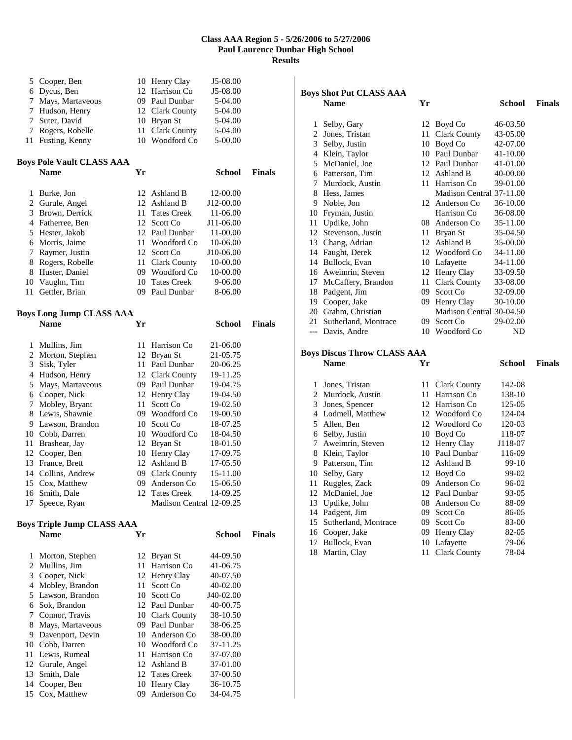# Class AAA Region 5 - 5/26/2006 to 5/27/2006
## Paul Laurence Dunbar High School
## Results

| | | | | |
|---|---|---|---|---|
| 5 | Cooper, Ben | 10 | Henry Clay | J5-08.00 |
| 6 | Dycus, Ben | 12 | Harrison Co | J5-08.00 |
| 7 | Mays, Martaveous | 09 | Paul Dunbar | 5-04.00 |
| 7 | Hudson, Henry | 12 | Clark County | 5-04.00 |
| 7 | Suter, David | 10 | Bryan St | 5-04.00 |
| 7 | Rogers, Robelle | 11 | Clark County | 5-04.00 |
| 11 | Fusting, Kenny | 10 | Woodford Co | 5-00.00 |

### Boys Pole Vault CLASS AAA

| | Name | Yr | School | Finals |
|---|---|---|---|---|
| 1 | Burke, Jon | 12 | Ashland B | 12-00.00 |
| 2 | Gurule, Angel | 12 | Ashland B | J12-00.00 |
| 3 | Brown, Derrick | 11 | Tates Creek | 11-06.00 |
| 4 | Fatherree, Ben | 12 | Scott Co | J11-06.00 |
| 5 | Hester, Jakob | 12 | Paul Dunbar | 11-00.00 |
| 6 | Morris, Jaime | 11 | Woodford Co | 10-06.00 |
| 7 | Raymer, Justin | 12 | Scott Co | J10-06.00 |
| 8 | Rogers, Robelle | 11 | Clark County | 10-00.00 |
| 8 | Huster, Daniel | 09 | Woodford Co | 10-00.00 |
| 10 | Vaughn, Tim | 10 | Tates Creek | 9-06.00 |
| 11 | Gettler, Brian | 09 | Paul Dunbar | 8-06.00 |

### Boys Long Jump CLASS AAA

| | Name | Yr | School | Finals |
|---|---|---|---|---|
| 1 | Mullins, Jim | 11 | Harrison Co | 21-06.00 |
| 2 | Morton, Stephen | 12 | Bryan St | 21-05.75 |
| 3 | Sisk, Tyler | 11 | Paul Dunbar | 20-06.25 |
| 4 | Hudson, Henry | 12 | Clark County | 19-11.25 |
| 5 | Mays, Martaveous | 09 | Paul Dunbar | 19-04.75 |
| 6 | Cooper, Nick | 12 | Henry Clay | 19-04.50 |
| 7 | Mobley, Bryant | 11 | Scott Co | 19-02.50 |
| 8 | Lewis, Shawnie | 09 | Woodford Co | 19-00.50 |
| 9 | Lawson, Brandon | 10 | Scott Co | 18-07.25 |
| 10 | Cobb, Darren | 10 | Woodford Co | 18-04.50 |
| 11 | Brashear, Jay | 12 | Bryan St | 18-01.50 |
| 12 | Cooper, Ben | 10 | Henry Clay | 17-09.75 |
| 13 | France, Brett | 12 | Ashland B | 17-05.50 |
| 14 | Collins, Andrew | 09 | Clark County | 15-11.00 |
| 15 | Cox, Matthew | 09 | Anderson Co | 15-06.50 |
| 16 | Smith, Dale | 12 | Tates Creek | 14-09.25 |
| 17 | Speece, Ryan | | Madison Central | 12-09.25 |

### Boys Triple Jump CLASS AAA

| | Name | Yr | School | Finals |
|---|---|---|---|---|
| 1 | Morton, Stephen | 12 | Bryan St | 44-09.50 |
| 2 | Mullins, Jim | 11 | Harrison Co | 41-06.75 |
| 3 | Cooper, Nick | 12 | Henry Clay | 40-07.50 |
| 4 | Mobley, Brandon | 11 | Scott Co | 40-02.00 |
| 5 | Lawson, Brandon | 10 | Scott Co | J40-02.00 |
| 6 | Sok, Brandon | 12 | Paul Dunbar | 40-00.75 |
| 7 | Connor, Travis | 10 | Clark County | 38-10.50 |
| 8 | Mays, Martaveous | 09 | Paul Dunbar | 38-06.25 |
| 9 | Davenport, Devin | 10 | Anderson Co | 38-00.00 |
| 10 | Cobb, Darren | 10 | Woodford Co | 37-11.25 |
| 11 | Lewis, Rumeal | 11 | Harrison Co | 37-07.00 |
| 12 | Gurule, Angel | 12 | Ashland B | 37-01.00 |
| 13 | Smith, Dale | 12 | Tates Creek | 37-00.50 |
| 14 | Cooper, Ben | 10 | Henry Clay | 36-10.75 |
| 15 | Cox, Matthew | 09 | Anderson Co | 34-04.75 |

### Boys Shot Put CLASS AAA

| | Name | Yr | School | Finals |
|---|---|---|---|---|
| 1 | Selby, Gary | 12 | Boyd Co | 46-03.50 |
| 2 | Jones, Tristan | 11 | Clark County | 43-05.00 |
| 3 | Selby, Justin | 10 | Boyd Co | 42-07.00 |
| 4 | Klein, Taylor | 10 | Paul Dunbar | 41-10.00 |
| 5 | McDaniel, Joe | 12 | Paul Dunbar | 41-01.00 |
| 6 | Patterson, Tim | 12 | Ashland B | 40-00.00 |
| 7 | Murdock, Austin | 11 | Harrison Co | 39-01.00 |
| 8 | Hess, James | | Madison Central | 37-11.00 |
| 9 | Noble, Jon | 12 | Anderson Co | 36-10.00 |
| 10 | Fryman, Justin | | Harrison Co | 36-08.00 |
| 11 | Updike, John | 08 | Anderson Co | 35-11.00 |
| 12 | Stevenson, Justin | 11 | Bryan St | 35-04.50 |
| 13 | Chang, Adrian | 12 | Ashland B | 35-00.00 |
| 14 | Faught, Derek | 12 | Woodford Co | 34-11.00 |
| 14 | Bullock, Evan | 10 | Lafayette | 34-11.00 |
| 16 | Aweimrin, Steven | 12 | Henry Clay | 33-09.50 |
| 17 | McCaffery, Brandon | 11 | Clark County | 33-08.00 |
| 18 | Padgent, Jim | 09 | Scott Co | 32-09.00 |
| 19 | Cooper, Jake | 09 | Henry Clay | 30-10.00 |
| 20 | Grahm, Christian | | Madison Central | 30-04.50 |
| 21 | Sutherland, Montrace | 09 | Scott Co | 29-02.00 |
| --- | Davis, Andre | 10 | Woodford Co | ND |

### Boys Discus Throw CLASS AAA

| | Name | Yr | School | Finals |
|---|---|---|---|---|
| 1 | Jones, Tristan | 11 | Clark County | 142-08 |
| 2 | Murdock, Austin | 11 | Harrison Co | 138-10 |
| 3 | Jones, Spencer | 12 | Harrison Co | 125-05 |
| 4 | Lodmell, Matthew | 12 | Woodford Co | 124-04 |
| 5 | Allen, Ben | 12 | Woodford Co | 120-03 |
| 6 | Selby, Justin | 10 | Boyd Co | 118-07 |
| 7 | Aweimrin, Steven | 12 | Henry Clay | J118-07 |
| 8 | Klein, Taylor | 10 | Paul Dunbar | 116-09 |
| 9 | Patterson, Tim | 12 | Ashland B | 99-10 |
| 10 | Selby, Gary | 12 | Boyd Co | 99-02 |
| 11 | Ruggles, Zack | 09 | Anderson Co | 96-02 |
| 12 | McDaniel, Joe | 12 | Paul Dunbar | 93-05 |
| 13 | Updike, John | 08 | Anderson Co | 88-09 |
| 14 | Padgent, Jim | 09 | Scott Co | 86-05 |
| 15 | Sutherland, Montrace | 09 | Scott Co | 83-00 |
| 16 | Cooper, Jake | 09 | Henry Clay | 82-05 |
| 17 | Bullock, Evan | 10 | Lafayette | 79-06 |
| 18 | Martin, Clay | 11 | Clark County | 78-04 |